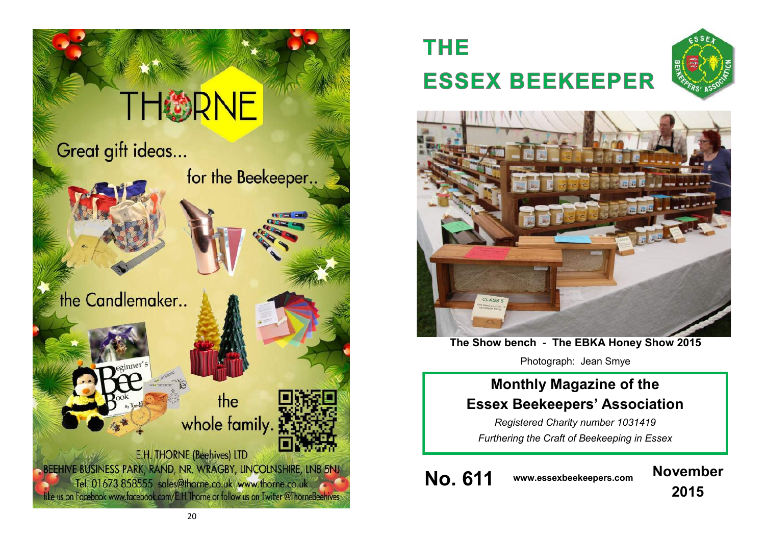THORNE

Great gift ideas...

for the Beekeeper..

the Candlemaker..

the whole family.

E.H. THORNE (Beehives) LTD
BEEHIVE BUSINESS PARK, RAND, NR. WRAGBY, LINCOLNSHIRE, LN8 5NJ
Tel. 01673 858555 sales@thorne.co.uk www.thorne.co.uk
like us on Facebook www.facebook.com/E.H.Thorne or follow us on Twitter @ThorneBeehives

# THE ESSEX BEEKEEPER

**The Show bench - The EBKA Honey Show 2015**

Photograph: Jean Smye

## Monthly Magazine of the Essex Beekeepers' Association

*Registered Charity number 1031419*

*Furthering the Craft of Beekeeping in Essex*

**No. 611** **www.essexbeekeepers.com** **November 2015**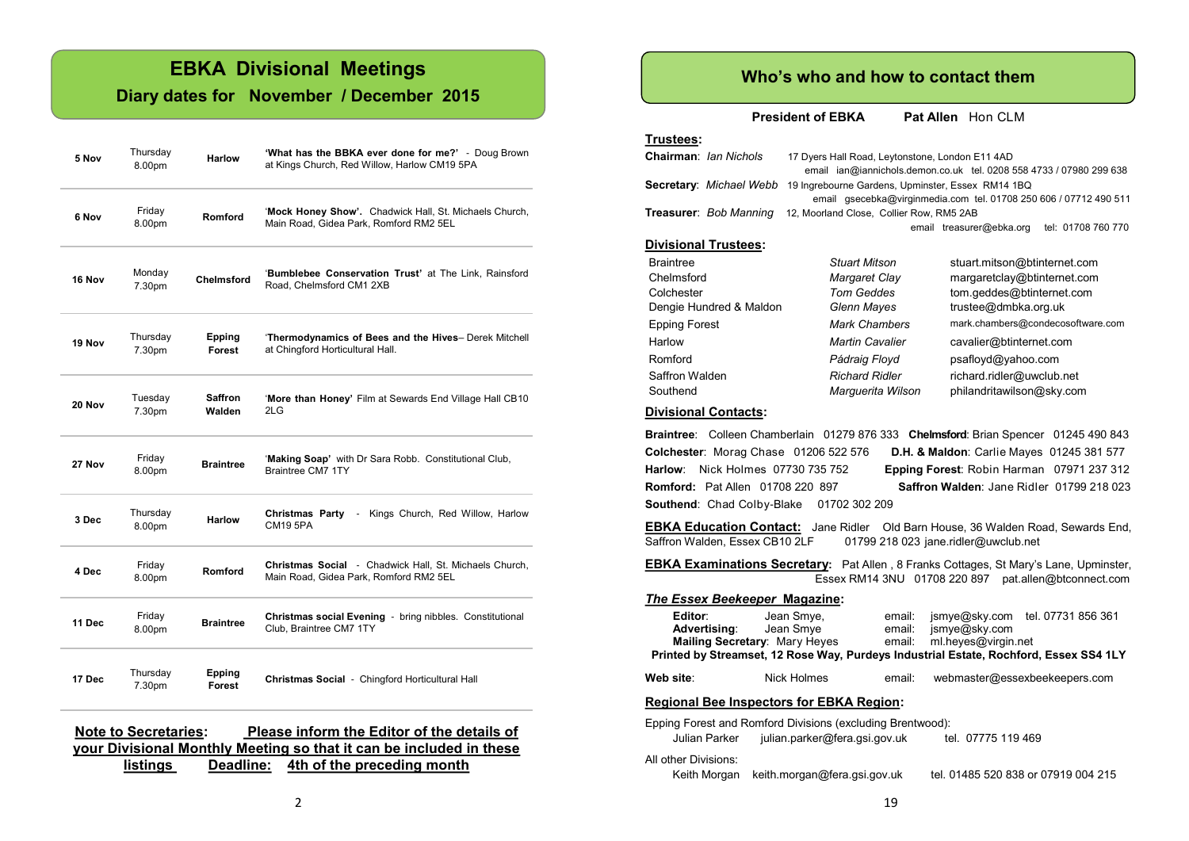# EBKA Divisional Meetings

## Diary dates for November / December 2015

| Date | Day/Time | Division | Event |
|---|---|---|---|
| 5 Nov | Thursday 8.00pm | Harlow | **'What has the BBKA ever done for me?'** - Doug Brown at Kings Church, Red Willow, Harlow CM19 5PA |
| 6 Nov | Friday 8.00pm | Romford | '**Mock Honey Show'.** Chadwick Hall, St. Michaels Church, Main Road, Gidea Park, Romford RM2 5EL |
| 16 Nov | Monday 7.30pm | Chelmsford | '**Bumblebee Conservation Trust'** at The Link, Rainsford Road, Chelmsford CM1 2XB |
| 19 Nov | Thursday 7.30pm | Epping Forest | '**Thermodynamics of Bees and the Hives**– Derek Mitchell at Chingford Horticultural Hall. |
| 20 Nov | Tuesday 7.30pm | Saffron Walden | '**More than Honey'** Film at Sewards End Village Hall CB10 2LG |
| 27 Nov | Friday 8.00pm | Braintree | '**Making Soap'** with Dr Sara Robb. Constitutional Club, Braintree CM7 1TY |
| 3 Dec | Thursday 8.00pm | Harlow | **Christmas Party** - Kings Church, Red Willow, Harlow CM19 5PA |
| 4 Dec | Friday 8.00pm | Romford | **Christmas Social** - Chadwick Hall, St. Michaels Church, Main Road, Gidea Park, Romford RM2 5EL |
| 11 Dec | Friday 8.00pm | Braintree | **Christmas social Evening** - bring nibbles. Constitutional Club, Braintree CM7 1TY |
| 17 Dec | Thursday 7.30pm | Epping Forest | **Christmas Social** - Chingford Horticultural Hall |

**Note to Secretaries: Please inform the Editor of the details of your Divisional Monthly Meeting so that it can be included in these listings Deadline: 4th of the preceding month**

# Who's who and how to contact them

**President of EBKA** **Pat Allen** Hon CLM

**Trustees:**

**Chairman**: *Ian Nichols* 17 Dyers Hall Road, Leytonstone, London E11 4AD
email ian@iannichols.demon.co.uk tel. 0208 558 4733 / 07980 299 638

**Secretary**: *Michael Webb* 19 Ingrebourne Gardens, Upminster, Essex RM14 1BQ
email gsecebka@virginmedia.com tel. 01708 250 606 / 07712 490 511

**Treasurer**: *Bob Manning* 12, Moorland Close, Collier Row, RM5 2AB
email treasurer@ebka.org tel: 01708 760 770

**Divisional Trustees:**

| Division | Trustee | Email |
|---|---|---|
| Braintree | *Stuart Mitson* | stuart.mitson@btinternet.com |
| Chelmsford | *Margaret Clay* | margaretclay@btinternet.com |
| Colchester | *Tom Geddes* | tom.geddes@btinternet.com |
| Dengie Hundred & Maldon | *Glenn Mayes* | trustee@dmbka.org.uk |
| Epping Forest | *Mark Chambers* | mark.chambers@condecosoftware.com |
| Harlow | *Martin Cavalier* | cavalier@btinternet.com |
| Romford | *Pádraig Floyd* | psafloyd@yahoo.com |
| Saffron Walden | *Richard Ridler* | richard.ridler@uwclub.net |
| Southend | *Marguerita Wilson* | philandritawilson@sky.com |

**Divisional Contacts:**

**Braintree**: Colleen Chamberlain 01279 876 333
**Chelmsford**: Brian Spencer 01245 490 843
**Colchester**: Morag Chase 01206 522 576
**D.H. & Maldon**: Carlie Mayes 01245 381 577
**Harlow**: Nick Holmes 07730 735 752
**Epping Forest**: Robin Harman 07971 237 312
**Romford:** Pat Allen 01708 220 897
**Saffron Walden**: Jane Ridler 01799 218 023
**Southend**: Chad Colby-Blake 01702 302 209

**EBKA Education Contact:** Jane Ridler Old Barn House, 36 Walden Road, Sewards End, Saffron Walden, Essex CB10 2LF 01799 218 023 jane.ridler@uwclub.net

**EBKA Examinations Secretary:** Pat Allen , 8 Franks Cottages, St Mary's Lane, Upminster, Essex RM14 3NU 01708 220 897 pat.allen@btconnect.com

***The Essex Beekeeper* Magazine:**

**Editor**: Jean Smye, email: jsmye@sky.com tel. 07731 856 361
**Advertising**: Jean Smye email: jsmye@sky.com
**Mailing Secretary**: Mary Heyes email: ml.heyes@virgin.net

**Printed by Streamset, 12 Rose Way, Purdeys Industrial Estate, Rochford, Essex SS4 1LY**

**Web site**: Nick Holmes email: webmaster@essexbeekeepers.com

**Regional Bee Inspectors for EBKA Region:**

Epping Forest and Romford Divisions (excluding Brentwood):
Julian Parker julian.parker@fera.gsi.gov.uk tel. 07775 119 469

All other Divisions:
Keith Morgan keith.morgan@fera.gsi.gov.uk tel. 01485 520 838 or 07919 004 215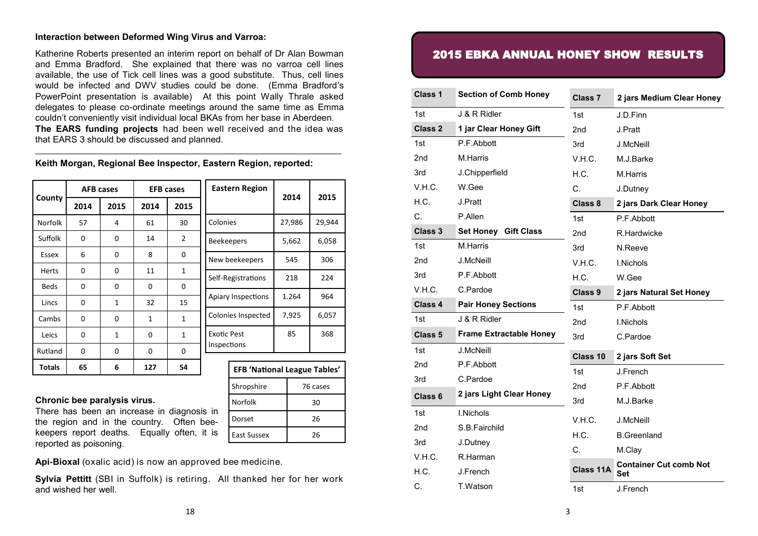**Interaction between Deformed Wing Virus and Varroa:**

Katherine Roberts presented an interim report on behalf of Dr Alan Bowman and Emma Bradford. She explained that there was no varroa cell lines available, the use of Tick cell lines was a good substitute. Thus, cell lines would be infected and DWV studies could be done. (Emma Bradford's PowerPoint presentation is available) At this point Wally Thrale asked delegates to please co-ordinate meetings around the same time as Emma couldn't conveniently visit individual local BKAs from her base in Aberdeen. **The EARS funding projects** had been well received and the idea was that EARS 3 should be discussed and planned.

---

**Keith Morgan, Regional Bee Inspector, Eastern Region, reported:**

| County | AFB cases | | EFB cases | |
|---|---|---|---|---|
| | 2014 | 2015 | 2014 | 2015 |
| Norfolk | 57 | 4 | 61 | 30 |
| Suffolk | 0 | 0 | 14 | 2 |
| Essex | 6 | 0 | 8 | 0 |
| Herts | 0 | 0 | 11 | 1 |
| Beds | 0 | 0 | 0 | 0 |
| Lincs | 0 | 1 | 32 | 15 |
| Cambs | 0 | 0 | 1 | 1 |
| Leics | 0 | 1 | 0 | 1 |
| Rutland | 0 | 0 | 0 | 0 |
| **Totals** | **65** | **6** | **127** | **54** |

| Eastern Region | 2014 | 2015 |
|---|---|---|
| Colonies | 27,986 | 29,944 |
| Beekeepers | 5,662 | 6,058 |
| New beekeepers | 545 | 306 |
| Self-Registrations | 218 | 224 |
| Apiary Inspections | 1.264 | 964 |
| Colonies Inspected | 7,925 | 6,057 |
| Exotic Pest Inspections | 85 | 368 |

| EFB 'National League Tables' | |
|---|---|
| Shropshire | 76 cases |
| Norfolk | 30 |
| Dorset | 26 |
| East Sussex | 26 |

**Chronic bee paralysis virus.**
There has been an increase in diagnosis in the region and in the country. Often bee-keepers report deaths. Equally often, it is reported as poisoning.

**Api-Bioxal** (oxalic acid) is now an approved bee medicine.

**Sylvia Pettitt** (SBI in Suffolk) is retiring. All thanked her for her work and wished her well.

## 2015 EBKA ANNUAL HONEY SHOW RESULTS

| Class 1 | Section of Comb Honey |
|---|---|
| 1st | J & R Ridler |
| **Class 2** | **1 jar Clear Honey Gift** |
| 1st | P.F.Abbott |
| 2nd | M.Harris |
| 3rd | J.Chipperfield |
| V.H.C. | W.Gee |
| H.C. | J.Pratt |
| C. | P.Allen |
| **Class 3** | **Set Honey Gift Class** |
| 1st | M.Harris |
| 2nd | J.McNeill |
| 3rd | P.F.Abbott |
| V.H.C. | C.Pardoe |
| **Class 4** | **Pair Honey Sections** |
| 1st | J & R Ridler |
| **Class 5** | **Frame Extractable Honey** |
| 1st | J.McNeill |
| 2nd | P.F.Abbott |
| 3rd | C.Pardoe |
| **Class 6** | **2 jars Light Clear Honey** |
| 1st | I.Nichols |
| 2nd | S.B.Fairchild |
| 3rd | J.Dutney |
| V.H.C. | R.Harman |
| H.C. | J.French |
| C. | T.Watson |

| Class 7 | 2 jars Medium Clear Honey |
|---|---|
| 1st | J.D.Finn |
| 2nd | J.Pratt |
| 3rd | J.McNeill |
| V.H.C. | M.J.Barke |
| H.C. | M.Harris |
| C. | J.Dutney |
| **Class 8** | **2 jars Dark Clear Honey** |
| 1st | P.F.Abbott |
| 2nd | R.Hardwicke |
| 3rd | N.Reeve |
| V.H.C. | I.Nichols |
| H.C. | W.Gee |
| **Class 9** | **2 jars Natural Set Honey** |
| 1st | P.F.Abbott |
| 2nd | I.Nichols |
| 3rd | C.Pardoe |
| **Class 10** | **2 jars Soft Set** |
| 1st | J.French |
| 2nd | P.F.Abbott |
| 3rd | M.J.Barke |
| V.H.C. | J.McNeill |
| H.C. | B.Greenland |
| C. | M.Clay |
| **Class 11A** | **Container Cut comb Not Set** |
| 1st | J.French |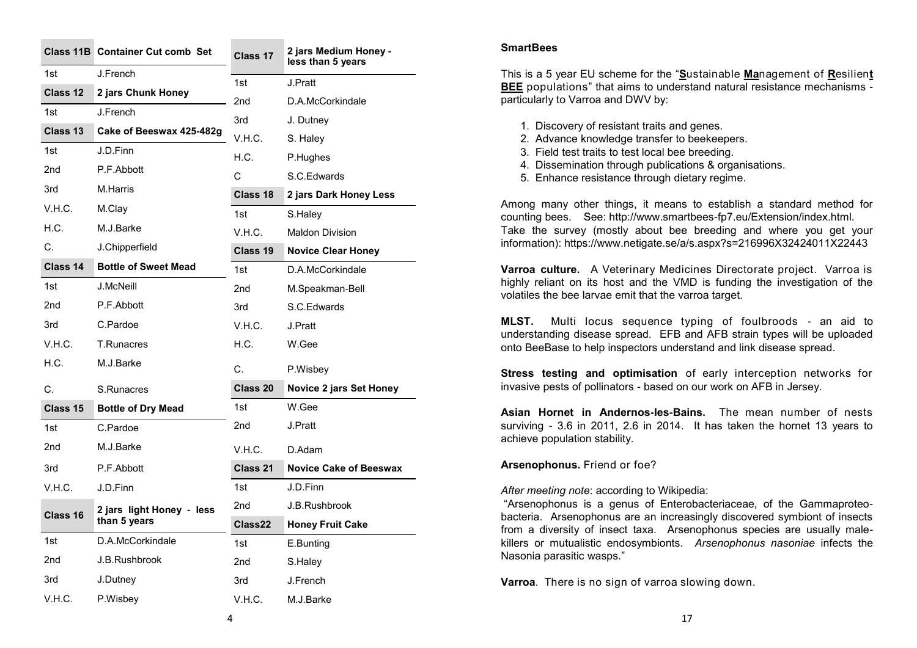| Class 11B | Container Cut comb Set |
|---|---|
| 1st | J.French |

| Class 12 | 2 jars Chunk Honey |
|---|---|
| 1st | J.French |

| Class 13 | Cake of Beeswax 425-482g |
|---|---|
| 1st | J.D.Finn |
| 2nd | P.F.Abbott |
| 3rd | M.Harris |
| V.H.C. | M.Clay |
| H.C. | M.J.Barke |
| C. | J.Chipperfield |

| Class 14 | Bottle of Sweet Mead |
|---|---|
| 1st | J.McNeill |
| 2nd | P.F.Abbott |
| 3rd | C.Pardoe |
| V.H.C. | T.Runacres |
| H.C. | M.J.Barke |
| C. | S.Runacres |

| Class 15 | Bottle of Dry Mead |
|---|---|
| 1st | C.Pardoe |
| 2nd | M.J.Barke |
| 3rd | P.F.Abbott |
| V.H.C. | J.D.Finn |

| Class 16 | 2 jars light Honey - less than 5 years |
|---|---|
| 1st | D.A.McCorkindale |
| 2nd | J.B.Rushbrook |
| 3rd | J.Dutney |
| V.H.C. | P.Wisbey |

| Class 17 | 2 jars Medium Honey - less than 5 years |
|---|---|
| 1st | J.Pratt |
| 2nd | D.A.McCorkindale |
| 3rd | J. Dutney |
| V.H.C. | S. Haley |
| H.C. | P.Hughes |
| C | S.C.Edwards |

| Class 18 | 2 jars Dark Honey Less |
|---|---|
| 1st | S.Haley |
| V.H.C. | Maldon Division |

| Class 19 | Novice Clear Honey |
|---|---|
| 1st | D.A.McCorkindale |
| 2nd | M.Speakman-Bell |
| 3rd | S.C.Edwards |
| V.H.C. | J.Pratt |
| H.C. | W.Gee |
| C. | P.Wisbey |

| Class 20 | Novice 2 jars Set Honey |
|---|---|
| 1st | W.Gee |
| 2nd | J.Pratt |
| V.H.C. | D.Adam |

| Class 21 | Novice Cake of Beeswax |
|---|---|
| 1st | J.D.Finn |
| 2nd | J.B.Rushbrook |

| Class22 | Honey Fruit Cake |
|---|---|
| 1st | E.Bunting |
| 2nd | S.Haley |
| 3rd | J.French |
| V.H.C. | M.J.Barke |

**SmartBees**

This is a 5 year EU scheme for the "**S**ustainable **Ma**nagement of **R**esilien**t** **BEE** populations" that aims to understand natural resistance mechanisms - particularly to Varroa and DWV by:

1. Discovery of resistant traits and genes.
2. Advance knowledge transfer to beekeepers.
3. Field test traits to test local bee breeding.
4. Dissemination through publications & organisations.
5. Enhance resistance through dietary regime.

Among many other things, it means to establish a standard method for counting bees. See: http://www.smartbees-fp7.eu/Extension/index.html. Take the survey (mostly about bee breeding and where you get your information): https://www.netigate.se/a/s.aspx?s=216996X32424011X22443

**Varroa culture.** A Veterinary Medicines Directorate project. Varroa is highly reliant on its host and the VMD is funding the investigation of the volatiles the bee larvae emit that the varroa target.

**MLST.** Multi locus sequence typing of foulbroods - an aid to understanding disease spread. EFB and AFB strain types will be uploaded onto BeeBase to help inspectors understand and link disease spread.

**Stress testing and optimisation** of early interception networks for invasive pests of pollinators - based on our work on AFB in Jersey.

**Asian Hornet in Andernos-les-Bains.** The mean number of nests surviving - 3.6 in 2011, 2.6 in 2014. It has taken the hornet 13 years to achieve population stability.

**Arsenophonus.** Friend or foe?

*After meeting note*: according to Wikipedia:

"Arsenophonus is a genus of Enterobacteriaceae, of the Gammaproteobacteria. Arsenophonus are an increasingly discovered symbiont of insects from a diversity of insect taxa. Arsenophonus species are usually male-killers or mutualistic endosymbionts. *Arsenophonus nasoniae* infects the Nasonia parasitic wasps."

**Varroa**. There is no sign of varroa slowing down.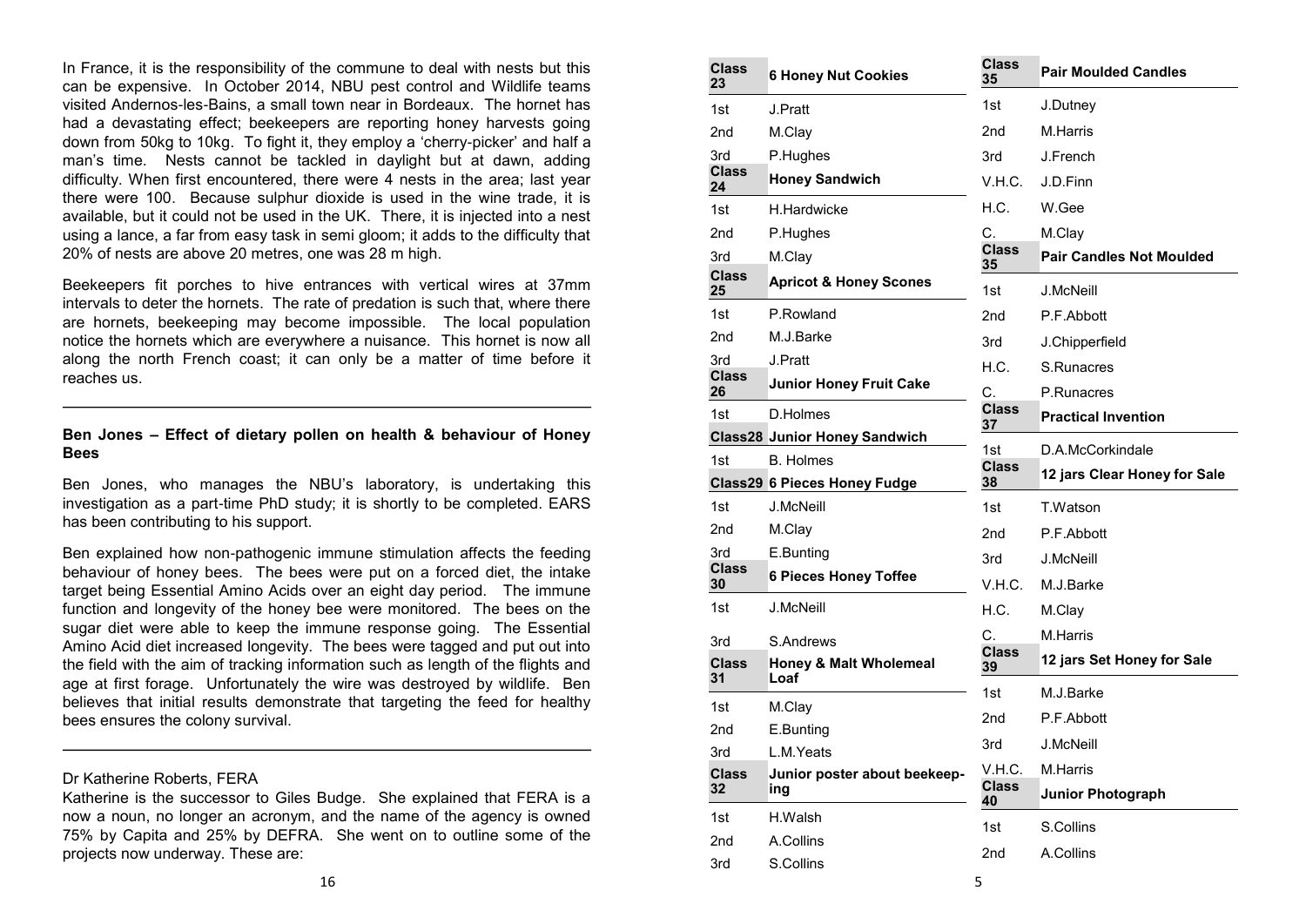In France, it is the responsibility of the commune to deal with nests but this can be expensive. In October 2014, NBU pest control and Wildlife teams visited Andernos-les-Bains, a small town near in Bordeaux. The hornet has had a devastating effect; beekeepers are reporting honey harvests going down from 50kg to 10kg. To fight it, they employ a 'cherry-picker' and half a man's time. Nests cannot be tackled in daylight but at dawn, adding difficulty. When first encountered, there were 4 nests in the area; last year there were 100. Because sulphur dioxide is used in the wine trade, it is available, but it could not be used in the UK. There, it is injected into a nest using a lance, a far from easy task in semi gloom; it adds to the difficulty that 20% of nests are above 20 metres, one was 28 m high.

Beekeepers fit porches to hive entrances with vertical wires at 37mm intervals to deter the hornets. The rate of predation is such that, where there are hornets, beekeeping may become impossible. The local population notice the hornets which are everywhere a nuisance. This hornet is now all along the north French coast; it can only be a matter of time before it reaches us.

---

**Ben Jones – Effect of dietary pollen on health & behaviour of Honey Bees**

Ben Jones, who manages the NBU's laboratory, is undertaking this investigation as a part-time PhD study; it is shortly to be completed. EARS has been contributing to his support.

Ben explained how non-pathogenic immune stimulation affects the feeding behaviour of honey bees. The bees were put on a forced diet, the intake target being Essential Amino Acids over an eight day period. The immune function and longevity of the honey bee were monitored. The bees on the sugar diet were able to keep the immune response going. The Essential Amino Acid diet increased longevity. The bees were tagged and put out into the field with the aim of tracking information such as length of the flights and age at first forage. Unfortunately the wire was destroyed by wildlife. Ben believes that initial results demonstrate that targeting the feed for healthy bees ensures the colony survival.

---

Dr Katherine Roberts, FERA

Katherine is the successor to Giles Budge. She explained that FERA is a now a noun, no longer an acronym, and the name of the agency is owned 75% by Capita and 25% by DEFRA. She went on to outline some of the projects now underway. These are:

| **Class 23** | **6 Honey Nut Cookies** |
|---|---|
| 1st | J.Pratt |
| 2nd | M.Clay |
| 3rd | P.Hughes |
| **Class 24** | **Honey Sandwich** |
| 1st | H.Hardwicke |
| 2nd | P.Hughes |
| 3rd | M.Clay |
| **Class 25** | **Apricot & Honey Scones** |
| 1st | P.Rowland |
| 2nd | M.J.Barke |
| 3rd | J.Pratt |
| **Class 26** | **Junior Honey Fruit Cake** |
| 1st | D.Holmes |
| **Class28** | **Junior Honey Sandwich** |
| 1st | B. Holmes |
| **Class29** | **6 Pieces Honey Fudge** |
| 1st | J.McNeill |
| 2nd | M.Clay |
| 3rd | E.Bunting |
| **Class 30** | **6 Pieces Honey Toffee** |
| 1st | J.McNeill |
| 3rd | S.Andrews |
| **Class 31** | **Honey & Malt Wholemeal Loaf** |
| 1st | M.Clay |
| 2nd | E.Bunting |
| 3rd | L.M.Yeats |
| **Class 32** | **Junior poster about beekeeping** |
| 1st | H.Walsh |
| 2nd | A.Collins |
| 3rd | S.Collins |
| **Class 35** | **Pair Moulded Candles** |
| 1st | J.Dutney |
| 2nd | M.Harris |
| 3rd | J.French |
| V.H.C. | J.D.Finn |
| H.C. | W.Gee |
| C. | M.Clay |
| **Class 35** | **Pair Candles Not Moulded** |
| 1st | J.McNeill |
| 2nd | P.F.Abbott |
| 3rd | J.Chipperfield |
| H.C. | S.Runacres |
| C. | P.Runacres |
| **Class 37** | **Practical Invention** |
| 1st | D.A.McCorkindale |
| **Class 38** | **12 jars Clear Honey for Sale** |
| 1st | T.Watson |
| 2nd | P.F.Abbott |
| 3rd | J.McNeill |
| V.H.C. | M.J.Barke |
| H.C. | M.Clay |
| C. | M.Harris |
| **Class 39** | **12 jars Set Honey for Sale** |
| 1st | M.J.Barke |
| 2nd | P.F.Abbott |
| 3rd | J.McNeill |
| V.H.C. | M.Harris |
| **Class 40** | **Junior Photograph** |
| 1st | S.Collins |
| 2nd | A.Collins |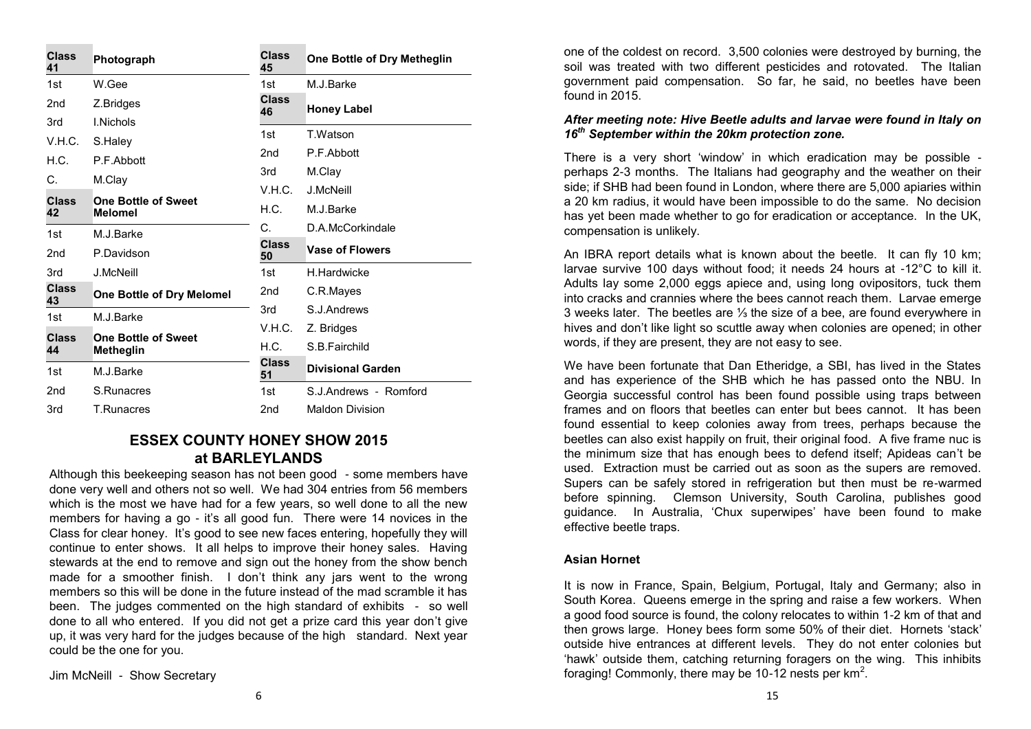| Class 41 | Photograph |
|---|---|
| 1st | W.Gee |
| 2nd | Z.Bridges |
| 3rd | I.Nichols |
| V.H.C. | S.Haley |
| H.C. | P.F.Abbott |
| C. | M.Clay |

| Class 42 | One Bottle of Sweet Melomel |
|---|---|
| 1st | M.J.Barke |
| 2nd | P.Davidson |
| 3rd | J.McNeill |

| Class 43 | One Bottle of Dry Melomel |
|---|---|
| 1st | M.J.Barke |

| Class 44 | One Bottle of Sweet Metheglin |
|---|---|
| 1st | M.J.Barke |
| 2nd | S.Runacres |
| 3rd | T.Runacres |

| Class 45 | One Bottle of Dry Metheglin |
|---|---|
| 1st | M.J.Barke |

| Class 46 | Honey Label |
|---|---|
| 1st | T.Watson |
| 2nd | P.F.Abbott |
| 3rd | M.Clay |
| V.H.C. | J.McNeill |
| H.C. | M.J.Barke |
| C. | D.A.McCorkindale |

| Class 50 | Vase of Flowers |
|---|---|
| 1st | H.Hardwicke |
| 2nd | C.R.Mayes |
| 3rd | S.J.Andrews |
| V.H.C. | Z. Bridges |
| H.C. | S.B.Fairchild |

| Class 51 | Divisional Garden |
|---|---|
| 1st | S.J.Andrews - Romford |
| 2nd | Maldon Division |

## ESSEX COUNTY HONEY SHOW 2015 at BARLEYLANDS

Although this beekeeping season has not been good - some members have done very well and others not so well. We had 304 entries from 56 members which is the most we have had for a few years, so well done to all the new members for having a go - it's all good fun. There were 14 novices in the Class for clear honey. It's good to see new faces entering, hopefully they will continue to enter shows. It all helps to improve their honey sales. Having stewards at the end to remove and sign out the honey from the show bench made for a smoother finish. I don't think any jars went to the wrong members so this will be done in the future instead of the mad scramble it has been. The judges commented on the high standard of exhibits - so well done to all who entered. If you did not get a prize card this year don't give up, it was very hard for the judges because of the high standard. Next year could be the one for you.

Jim McNeill - Show Secretary

one of the coldest on record. 3,500 colonies were destroyed by burning, the soil was treated with two different pesticides and rotovated. The Italian government paid compensation. So far, he said, no beetles have been found in 2015.

***After meeting note: Hive Beetle adults and larvae were found in Italy on 16th September within the 20km protection zone.***

There is a very short 'window' in which eradication may be possible - perhaps 2-3 months. The Italians had geography and the weather on their side; if SHB had been found in London, where there are 5,000 apiaries within a 20 km radius, it would have been impossible to do the same. No decision has yet been made whether to go for eradication or acceptance. In the UK, compensation is unlikely.

An IBRA report details what is known about the beetle. It can fly 10 km; larvae survive 100 days without food; it needs 24 hours at -12°C to kill it. Adults lay some 2,000 eggs apiece and, using long ovipositors, tuck them into cracks and crannies where the bees cannot reach them. Larvae emerge 3 weeks later. The beetles are ⅓ the size of a bee, are found everywhere in hives and don't like light so scuttle away when colonies are opened; in other words, if they are present, they are not easy to see.

We have been fortunate that Dan Etheridge, a SBI, has lived in the States and has experience of the SHB which he has passed onto the NBU. In Georgia successful control has been found possible using traps between frames and on floors that beetles can enter but bees cannot. It has been found essential to keep colonies away from trees, perhaps because the beetles can also exist happily on fruit, their original food. A five frame nuc is the minimum size that has enough bees to defend itself; Apideas can't be used. Extraction must be carried out as soon as the supers are removed. Supers can be safely stored in refrigeration but then must be re-warmed before spinning. Clemson University, South Carolina, publishes good guidance. In Australia, 'Chux superwipes' have been found to make effective beetle traps.

### Asian Hornet

It is now in France, Spain, Belgium, Portugal, Italy and Germany; also in South Korea. Queens emerge in the spring and raise a few workers. When a good food source is found, the colony relocates to within 1-2 km of that and then grows large. Honey bees form some 50% of their diet. Hornets 'stack' outside hive entrances at different levels. They do not enter colonies but 'hawk' outside them, catching returning foragers on the wing. This inhibits foraging! Commonly, there may be 10-12 nests per $km^2$.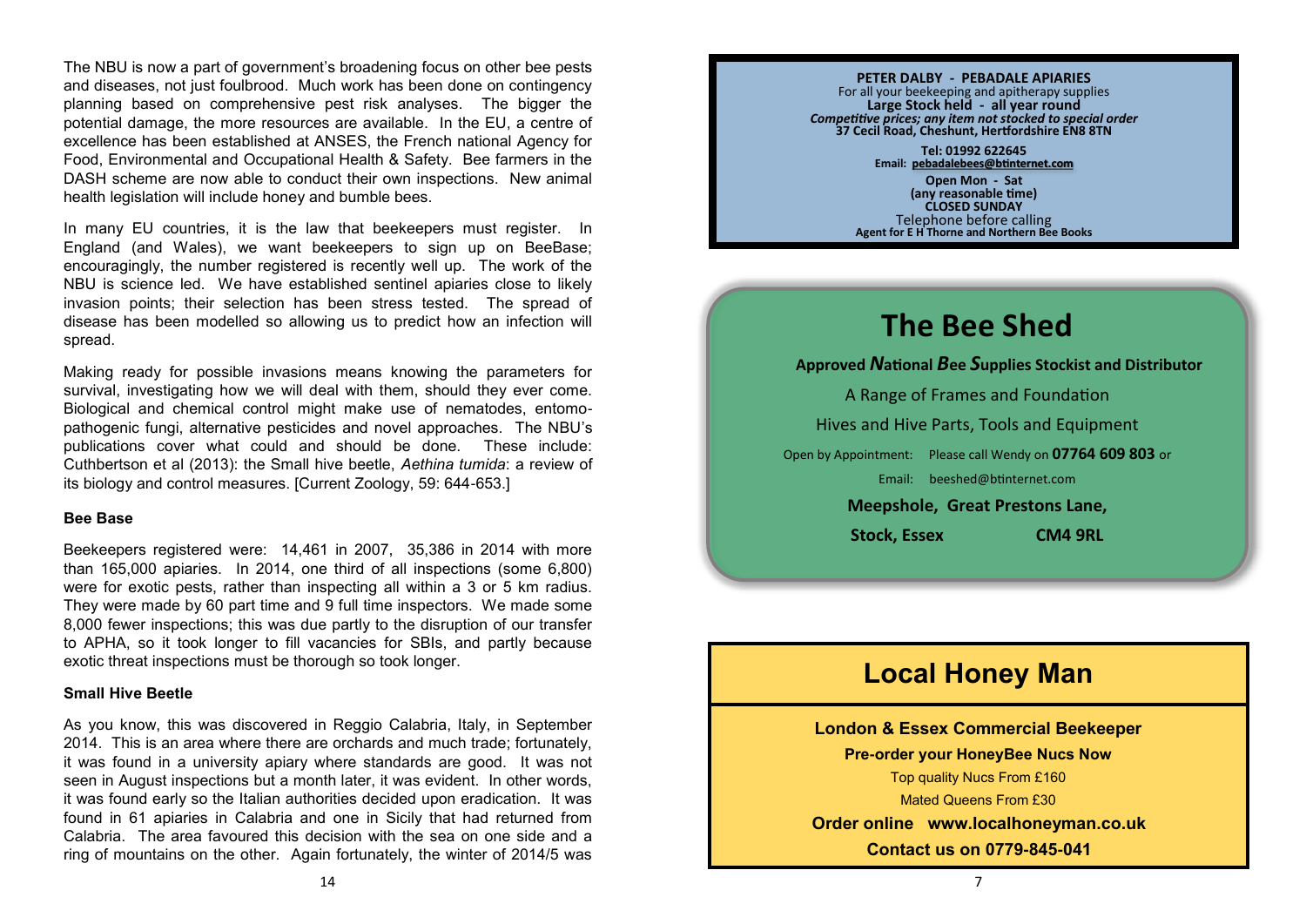The NBU is now a part of government's broadening focus on other bee pests and diseases, not just foulbrood. Much work has been done on contingency planning based on comprehensive pest risk analyses. The bigger the potential damage, the more resources are available. In the EU, a centre of excellence has been established at ANSES, the French national Agency for Food, Environmental and Occupational Health & Safety. Bee farmers in the DASH scheme are now able to conduct their own inspections. New animal health legislation will include honey and bumble bees.

In many EU countries, it is the law that beekeepers must register. In England (and Wales), we want beekeepers to sign up on BeeBase; encouragingly, the number registered is recently well up. The work of the NBU is science led. We have established sentinel apiaries close to likely invasion points; their selection has been stress tested. The spread of disease has been modelled so allowing us to predict how an infection will spread.

Making ready for possible invasions means knowing the parameters for survival, investigating how we will deal with them, should they ever come. Biological and chemical control might make use of nematodes, entomo-pathogenic fungi, alternative pesticides and novel approaches. The NBU's publications cover what could and should be done. These include: Cuthbertson et al (2013): the Small hive beetle, *Aethina tumida*: a review of its biology and control measures. [Current Zoology, 59: 644-653.]

### Bee Base

Beekeepers registered were: 14,461 in 2007, 35,386 in 2014 with more than 165,000 apiaries. In 2014, one third of all inspections (some 6,800) were for exotic pests, rather than inspecting all within a 3 or 5 km radius. They were made by 60 part time and 9 full time inspectors. We made some 8,000 fewer inspections; this was due partly to the disruption of our transfer to APHA, so it took longer to fill vacancies for SBIs, and partly because exotic threat inspections must be thorough so took longer.

### Small Hive Beetle

As you know, this was discovered in Reggio Calabria, Italy, in September 2014. This is an area where there are orchards and much trade; fortunately, it was found in a university apiary where standards are good. It was not seen in August inspections but a month later, it was evident. In other words, it was found early so the Italian authorities decided upon eradication. It was found in 61 apiaries in Calabria and one in Sicily that had returned from Calabria. The area favoured this decision with the sea on one side and a ring of mountains on the other. Again fortunately, the winter of 2014/5 was

**PETER DALBY - PEBADALE APIARIES**
For all your beekeeping and apitherapy supplies
**Large Stock held - all year round**
***Competitive prices; any item not stocked to special order***
**37 Cecil Road, Cheshunt, Hertfordshire EN8 8TN**

**Tel: 01992 622645**
**Email: pebadalebees@btinternet.com**

**Open Mon - Sat**
**(any reasonable time)**
**CLOSED SUNDAY**
Telephone before calling
**Agent for E H Thorne and Northern Bee Books**

## The Bee Shed

**Approved *N*ational *B*ee *S*upplies Stockist and Distributor**

A Range of Frames and Foundation

Hives and Hive Parts, Tools and Equipment

Open by Appointment: Please call Wendy on **07764 609 803** or

Email: beeshed@btinternet.com

**Meepshole, Great Prestons Lane,**

**Stock, Essex CM4 9RL**

## Local Honey Man

**London & Essex Commercial Beekeeper**

**Pre-order your HoneyBee Nucs Now**

Top quality Nucs From £160

Mated Queens From £30

**Order online www.localhoneyman.co.uk**

**Contact us on 0779-845-041**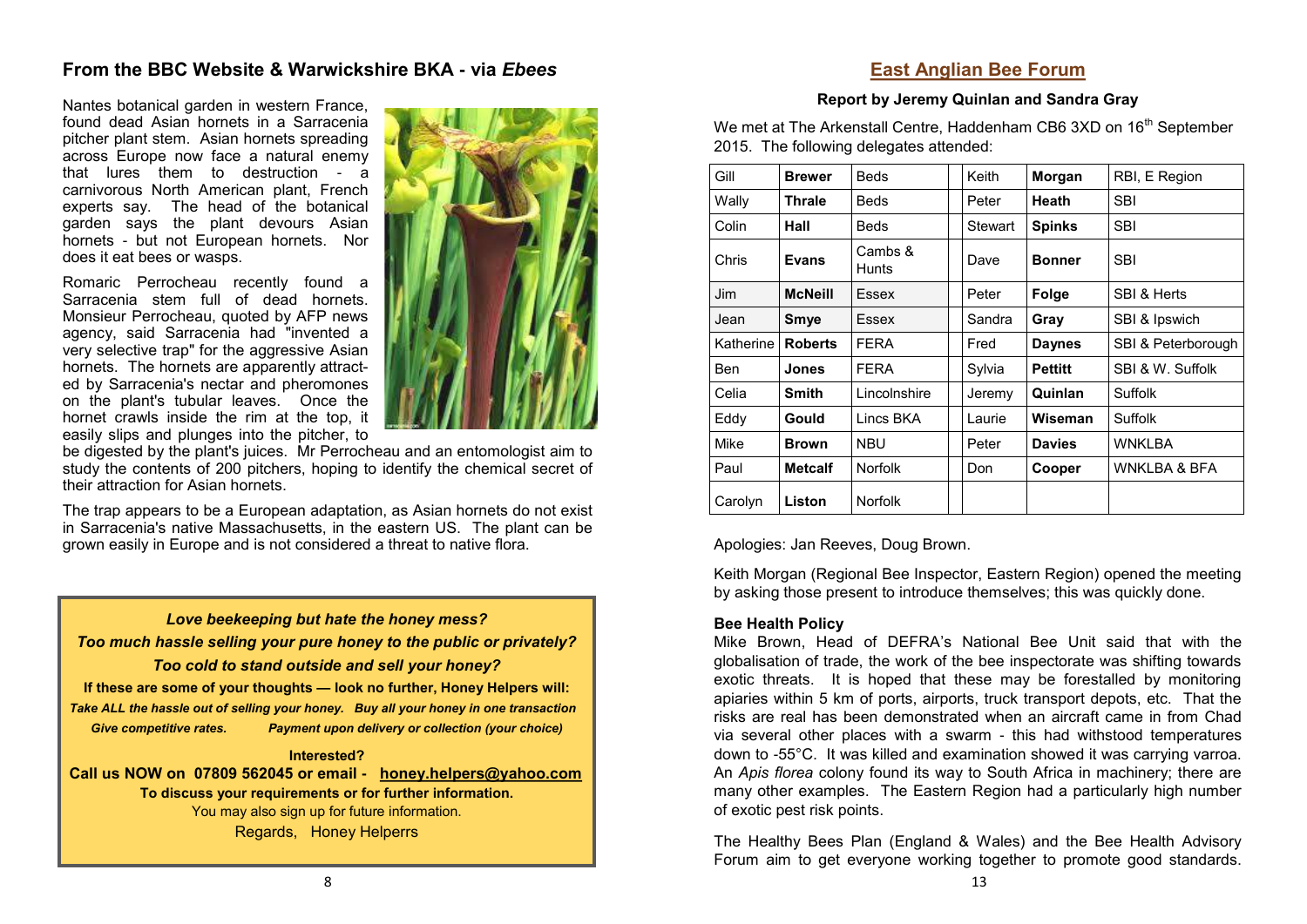## From the BBC Website & Warwickshire BKA - via *Ebees*

Nantes botanical garden in western France, found dead Asian hornets in a Sarracenia pitcher plant stem. Asian hornets spreading across Europe now face a natural enemy that lures them to destruction - a carnivorous North American plant, French experts say. The head of the botanical garden says the plant devours Asian hornets - but not European hornets. Nor does it eat bees or wasps.

Romaric Perrocheau recently found a Sarracenia stem full of dead hornets. Monsieur Perrocheau, quoted by AFP news agency, said Sarracenia had "invented a very selective trap" for the aggressive Asian hornets. The hornets are apparently attracted by Sarracenia's nectar and pheromones on the plant's tubular leaves. Once the hornet crawls inside the rim at the top, it easily slips and plunges into the pitcher, to be digested by the plant's juices. Mr Perrocheau and an entomologist aim to study the contents of 200 pitchers, hoping to identify the chemical secret of their attraction for Asian hornets.

The trap appears to be a European adaptation, as Asian hornets do not exist in Sarracenia's native Massachusetts, in the eastern US. The plant can be grown easily in Europe and is not considered a threat to native flora.

***Love beekeeping but hate the honey mess?***

***Too much hassle selling your pure honey to the public or privately?***

***Too cold to stand outside and sell your honey?***

**If these are some of your thoughts — look no further, Honey Helpers will:**

***Take ALL the hassle out of selling your honey. Buy all your honey in one transaction***

***Give competitive rates. Payment upon delivery or collection (your choice)***

**Interested?**

**Call us NOW on 07809 562045 or email - honey.helpers@yahoo.com**

**To discuss your requirements or for further information.**

You may also sign up for future information.

Regards, Honey Helperrs

## East Anglian Bee Forum

**Report by Jeremy Quinlan and Sandra Gray**

We met at The Arkenstall Centre, Haddenham CB6 3XD on 16th September 2015. The following delegates attended:

| | | | | | | |
|---|---|---|---|---|---|---|
| Gill | **Brewer** | Beds | | Keith | **Morgan** | RBI, E Region |
| Wally | **Thrale** | Beds | | Peter | **Heath** | SBI |
| Colin | **Hall** | Beds | | Stewart | **Spinks** | SBI |
| Chris | **Evans** | Cambs & Hunts | | Dave | **Bonner** | SBI |
| Jim | **McNeill** | Essex | | Peter | **Folge** | SBI & Herts |
| Jean | **Smye** | Essex | | Sandra | **Gray** | SBI & Ipswich |
| Katherine | **Roberts** | FERA | | Fred | **Daynes** | SBI & Peterborough |
| Ben | **Jones** | FERA | | Sylvia | **Pettitt** | SBI & W. Suffolk |
| Celia | **Smith** | Lincolnshire | | Jeremy | **Quinlan** | Suffolk |
| Eddy | **Gould** | Lincs BKA | | Laurie | **Wiseman** | Suffolk |
| Mike | **Brown** | NBU | | Peter | **Davies** | WNKLBA |
| Paul | **Metcalf** | Norfolk | | Don | **Cooper** | WNKLBA & BFA |
| Carolyn | **Liston** | Norfolk | | | | |

Apologies: Jan Reeves, Doug Brown.

Keith Morgan (Regional Bee Inspector, Eastern Region) opened the meeting by asking those present to introduce themselves; this was quickly done.

**Bee Health Policy**

Mike Brown, Head of DEFRA's National Bee Unit said that with the globalisation of trade, the work of the bee inspectorate was shifting towards exotic threats. It is hoped that these may be forestalled by monitoring apiaries within 5 km of ports, airports, truck transport depots, etc. That the risks are real has been demonstrated when an aircraft came in from Chad via several other places with a swarm - this had withstood temperatures down to -55°C. It was killed and examination showed it was carrying varroa. An *Apis florea* colony found its way to South Africa in machinery; there are many other examples. The Eastern Region had a particularly high number of exotic pest risk points.

The Healthy Bees Plan (England & Wales) and the Bee Health Advisory Forum aim to get everyone working together to promote good standards.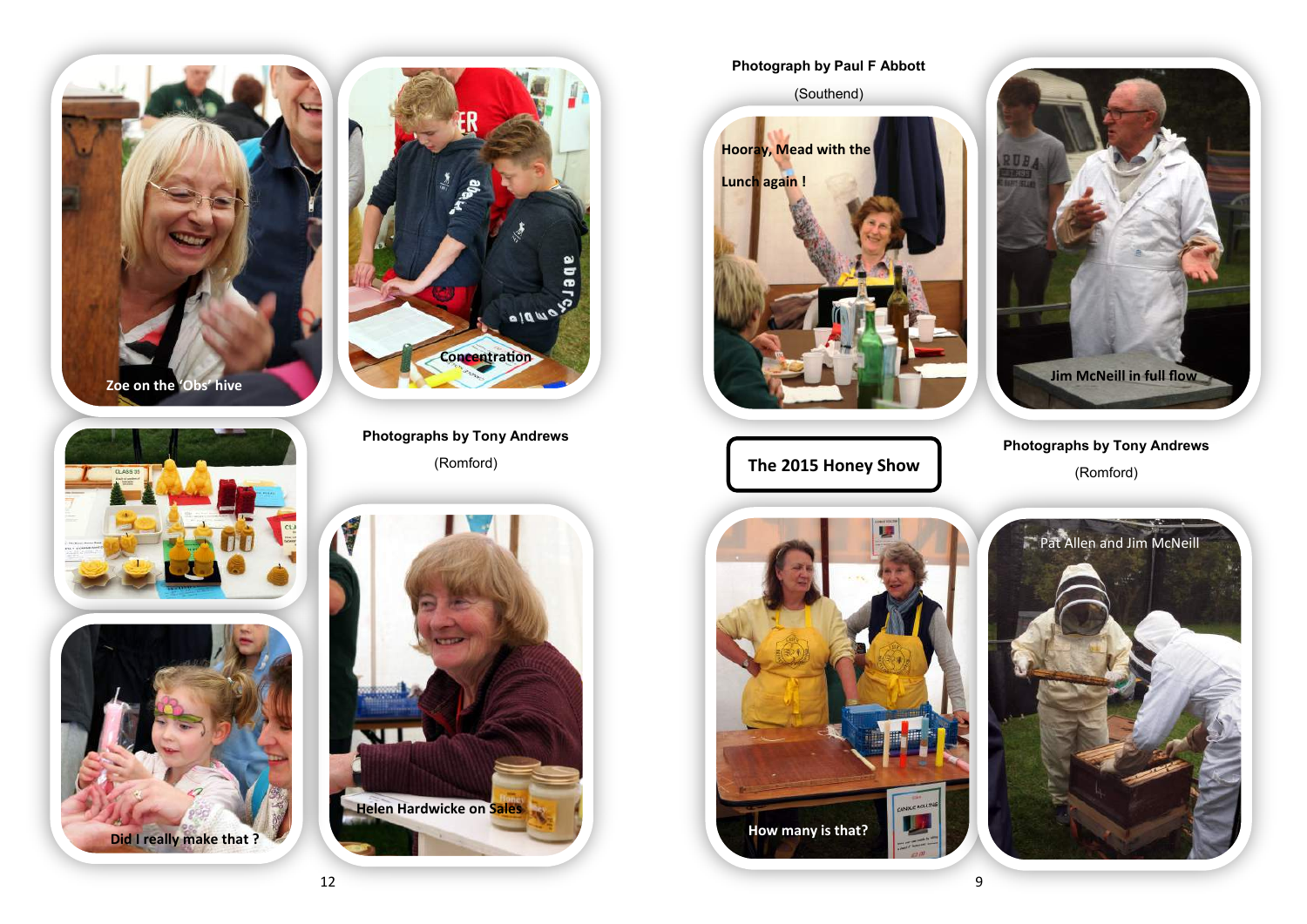Zoe on the 'Obs' hive

Concentration

Photographs by Tony Andrews

(Romford)

Did I really make that ?

Helen Hardwicke on Sales

Photograph by Paul F Abbott

(Southend)

Hooray, Mead with the Lunch again !

Jim McNeill in full flow

## The 2015 Honey Show

Photographs by Tony Andrews

(Romford)

How many is that?

Pat Allen and Jim McNeill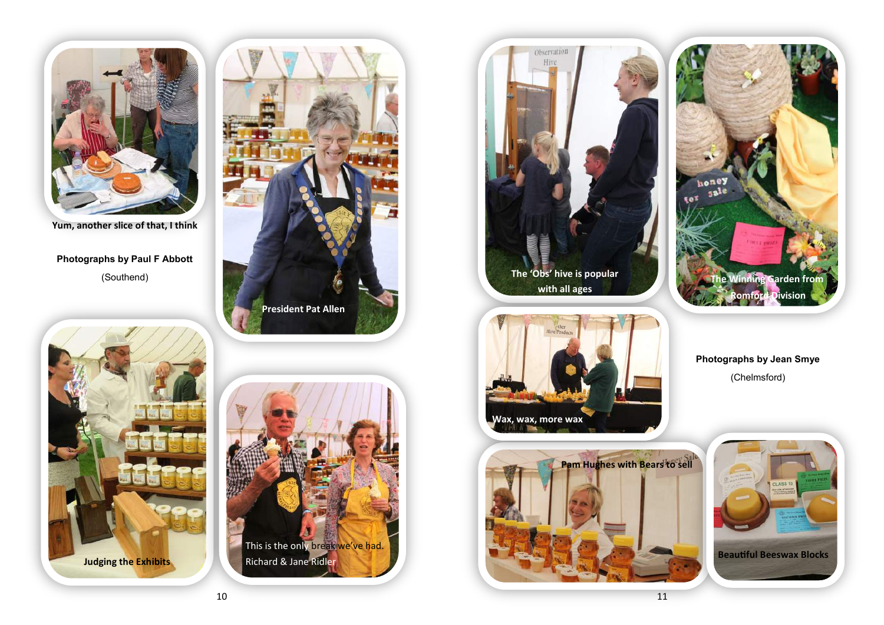Yum, another slice of that, I think

**Photographs by Paul F Abbott**

(Southend)

President Pat Allen

Judging the Exhibits

This is the only break we've had.
Richard & Jane Ridler

The 'Obs' hive is popular with all ages

The Winning Garden from Romford Division

Wax, wax, more wax

**Photographs by Jean Smye**

(Chelmsford)

Pam Hughes with Bears to sell

Beautiful Beeswax Blocks